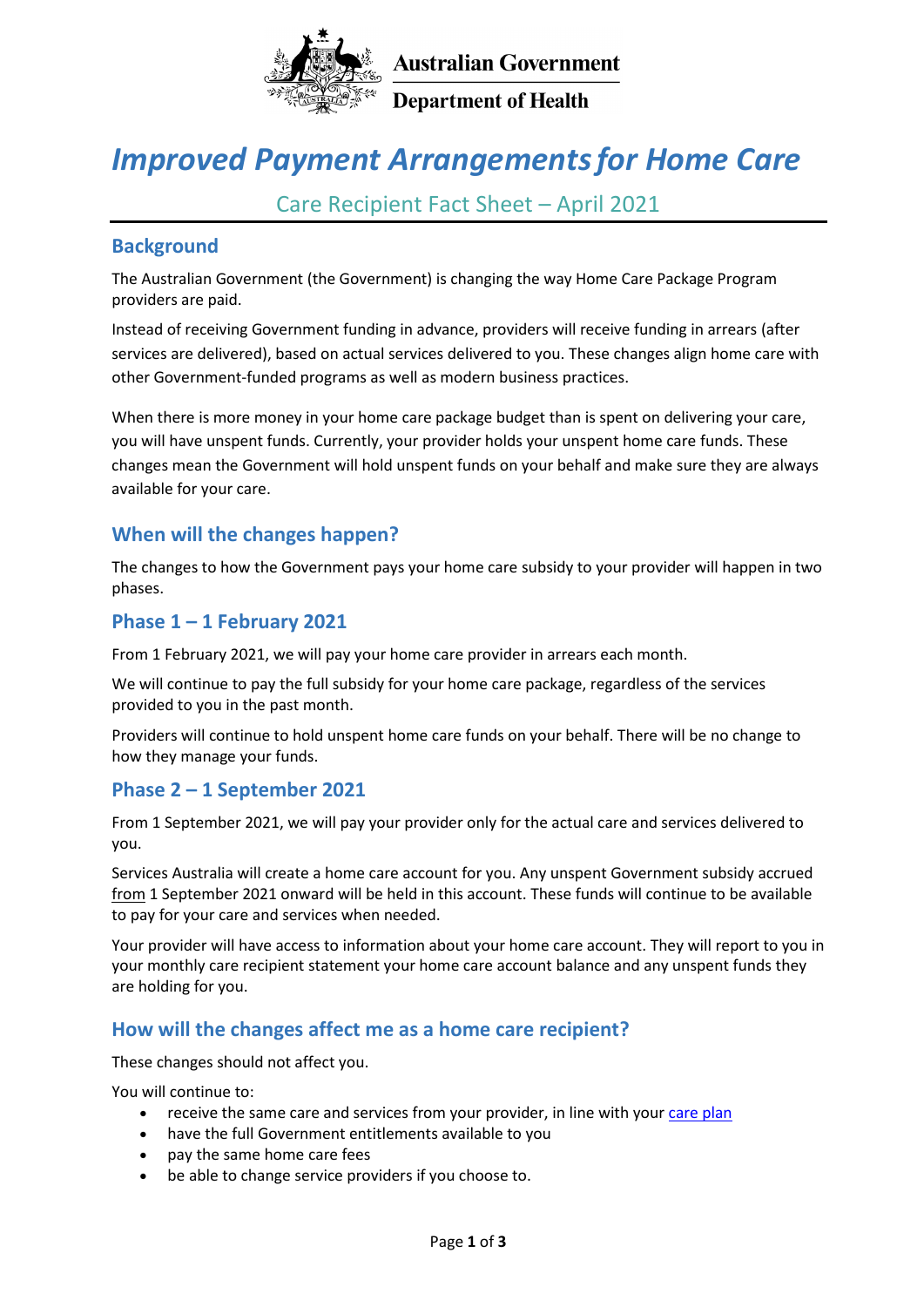Australian Government

Department of Health

# *Improved Payment Arrangements for Home Care*

## Care Recipient Fact Sheet – April 2021

## Background

The Australian Government (the Government) is changing the way Home Care Package Program providers are paid.

Instead of receiving Government funding in advance, providers will receive funding in arrears (after services are delivered), based on actual services delivered to you. These changes align home care with other Government-funded programs as well as modern business practices.

When there is more money in your home care package budget than is spent on delivering your care, you will have unspent funds. Currently, your provider holds your unspent home care funds. These changes mean the Government will hold unspent funds on your behalf and make sure they are always available for your care.

## When will the changes happen?

The changes to how the Government pays your home care subsidy to your provider will happen in two phases.

### Phase 1 – 1 February 2021

From 1 February 2021, we will pay your home care provider in arrears each month.

We will continue to pay the full subsidy for your home care package, regardless of the services provided to you in the past month.

Providers will continue to hold unspent home care funds on your behalf. There will be no change to how they manage your funds.

### Phase 2 – 1 September 2021

From 1 September 2021, we will pay your provider only for the actual care and services delivered to you.

Services Australia will create a home care account for you. Any unspent Government subsidy accrued from 1 September 2021 onward will be held in this account. These funds will continue to be available to pay for your care and services when needed.

Your provider will have access to information about your home care account. They will report to you in your monthly care recipient statement your home care account balance and any unspent funds they are holding for you.

## How will the changes affect me as a home care recipient?

These changes should not affect you.

You will continue to:

- receive the same care and services from your provider, in line with your care plan
- have the full Government entitlements available to you
- pay the same home care fees
- be able to change service providers if you choose to.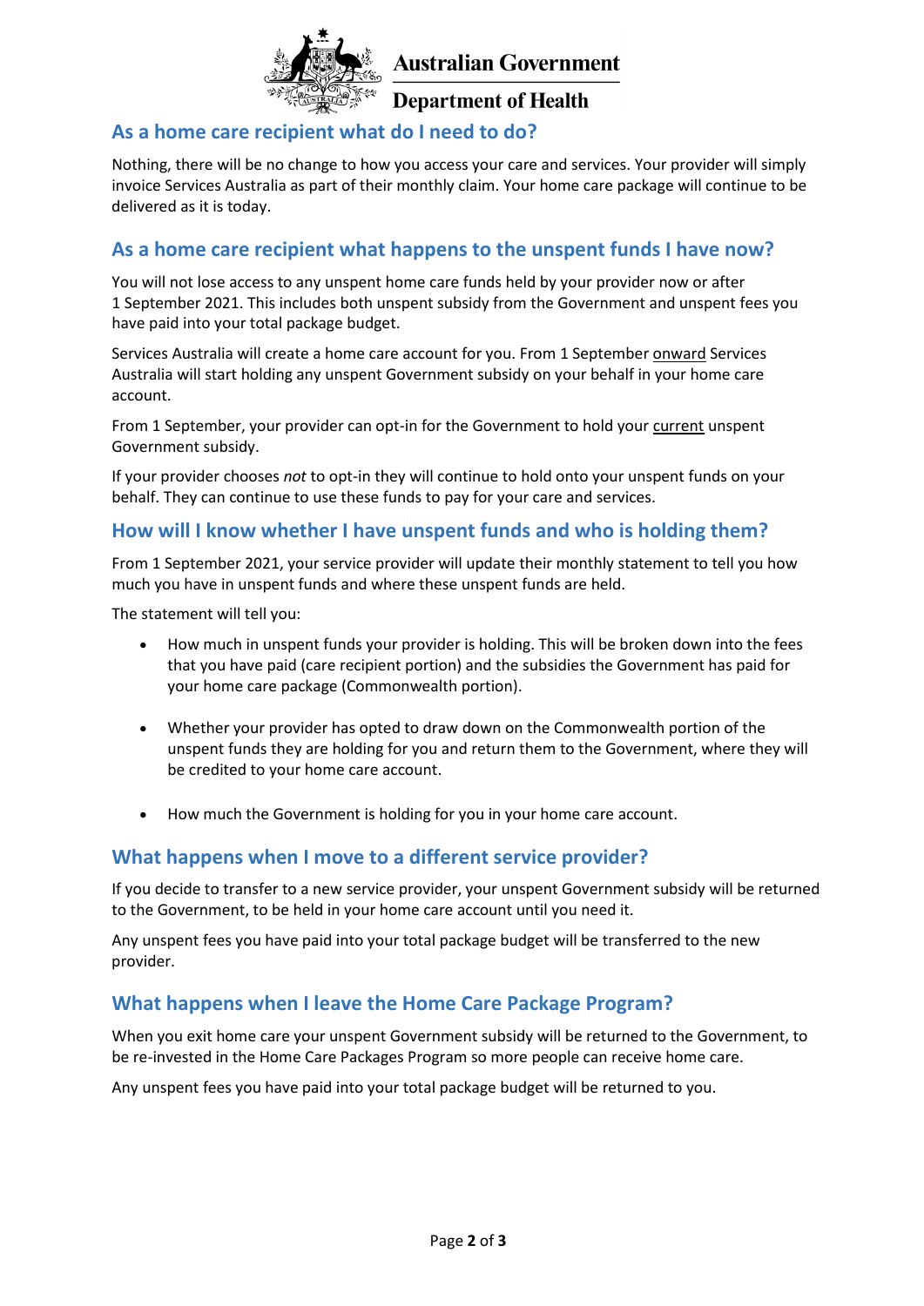## As a home care recipient what do I need to do?

Nothing, there will be no change to how you access your care and services. Your provider will simply invoice Services Australia as part of their monthly claim. Your home care package will continue to be delivered as it is today.

## As a home care recipient what happens to the unspent funds I have now?

You will not lose access to any unspent home care funds held by your provider now or after 1 September 2021. This includes both unspent subsidy from the Government and unspent fees you have paid into your total package budget.

Services Australia will create a home care account for you. From 1 September <u>onward</u> Services Australia will start holding any unspent Government subsidy on your behalf in your home care account.

From 1 September, your provider can opt-in for the Government to hold your <u>current</u> unspent Government subsidy.

If your provider chooses *not* to opt-in they will continue to hold onto your unspent funds on your behalf. They can continue to use these funds to pay for your care and services.

## How will I know whether I have unspent funds and who is holding them?

From 1 September 2021, your service provider will update their monthly statement to tell you how much you have in unspent funds and where these unspent funds are held.

The statement will tell you:

- How much in unspent funds your provider is holding. This will be broken down into the fees that you have paid (care recipient portion) and the subsidies the Government has paid for your home care package (Commonwealth portion).

- Whether your provider has opted to draw down on the Commonwealth portion of the unspent funds they are holding for you and return them to the Government, where they will be credited to your home care account.

- How much the Government is holding for you in your home care account.

## What happens when I move to a different service provider?

If you decide to transfer to a new service provider, your unspent Government subsidy will be returned to the Government, to be held in your home care account until you need it.

Any unspent fees you have paid into your total package budget will be transferred to the new provider.

## What happens when I leave the Home Care Package Program?

When you exit home care your unspent Government subsidy will be returned to the Government, to be re-invested in the Home Care Packages Program so more people can receive home care.

Any unspent fees you have paid into your total package budget will be returned to you.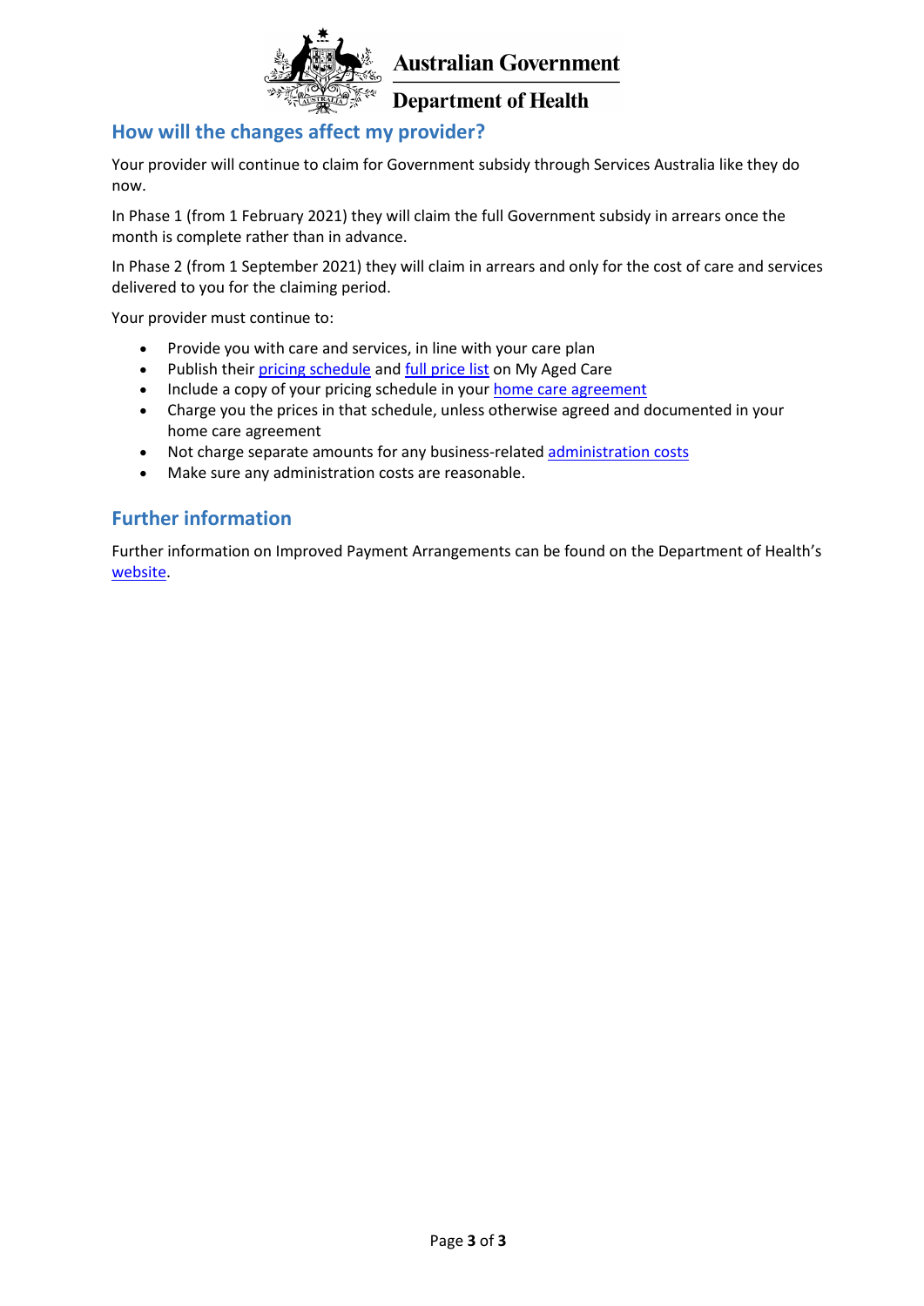## How will the changes affect my provider?

Your provider will continue to claim for Government subsidy through Services Australia like they do now.

In Phase 1 (from 1 February 2021) they will claim the full Government subsidy in arrears once the month is complete rather than in advance.

In Phase 2 (from 1 September 2021) they will claim in arrears and only for the cost of care and services delivered to you for the claiming period.

Your provider must continue to:

- Provide you with care and services, in line with your care plan
- Publish their pricing schedule and full price list on My Aged Care
- Include a copy of your pricing schedule in your home care agreement
- Charge you the prices in that schedule, unless otherwise agreed and documented in your home care agreement
- Not charge separate amounts for any business-related administration costs
- Make sure any administration costs are reasonable.

## Further information

Further information on Improved Payment Arrangements can be found on the Department of Health's website.